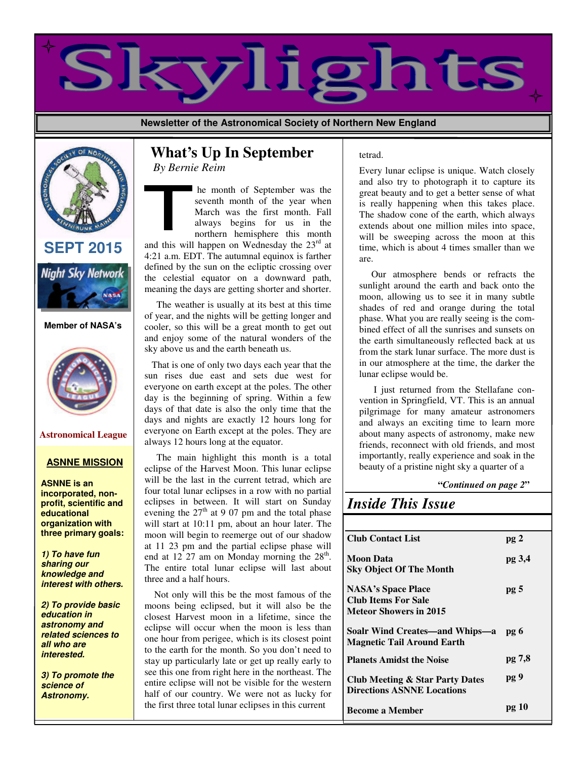# Skylights

**Newsletter of the Astronomical Society of Northern New England**

## SEPT 2015

**Member of NASA's Night Sky Network**

**Astronomical League**

### ASNNE MISSION

**ASNNE is an incorporated, non-profit, scientific and educational organization with three primary goals:**

***1) To have fun sharing our knowledge and interest with others.***

***2) To provide basic education in astronomy and related sciences to all who are interested.***

***3) To promote the science of Astronomy.***

## What's Up In September

*By Bernie Reim*

The month of September was the seventh month of the year when March was the first month. Fall always begins for us in the northern hemisphere this month and this will happen on Wednesday the 23rd at 4:21 a.m. EDT. The autumnal equinox is farther defined by the sun on the ecliptic crossing over the celestial equator on a downward path, meaning the days are getting shorter and shorter.

The weather is usually at its best at this time of year, and the nights will be getting longer and cooler, so this will be a great month to get out and enjoy some of the natural wonders of the sky above us and the earth beneath us.

That is one of only two days each year that the sun rises due east and sets due west for everyone on earth except at the poles. The other day is the beginning of spring. Within a few days of that date is also the only time that the days and nights are exactly 12 hours long for everyone on Earth except at the poles. They are always 12 hours long at the equator.

The main highlight this month is a total eclipse of the Harvest Moon. This lunar eclipse will be the last in the current tetrad, which are four total lunar eclipses in a row with no partial eclipses in between. It will start on Sunday evening the 27th at 9 07 pm and the total phase will start at 10:11 pm, about an hour later. The moon will begin to reemerge out of our shadow at 11 23 pm and the partial eclipse phase will end at 12 27 am on Monday morning the 28th. The entire total lunar eclipse will last about three and a half hours.

Not only will this be the most famous of the moons being eclipsed, but it will also be the closest Harvest moon in a lifetime, since the eclipse will occur when the moon is less than one hour from perigee, which is its closest point to the earth for the month. So you don't need to stay up particularly late or get up really early to see this one from right here in the northeast. The entire eclipse will not be visible for the western half of our country. We were not as lucky for the first three total lunar eclipses in this current tetrad.

Every lunar eclipse is unique. Watch closely and also try to photograph it to capture its great beauty and to get a better sense of what is really happening when this takes place. The shadow cone of the earth, which always extends about one million miles into space, will be sweeping across the moon at this time, which is about 4 times smaller than we are.

Our atmosphere bends or refracts the sunlight around the earth and back onto the moon, allowing us to see it in many subtle shades of red and orange during the total phase. What you are really seeing is the combined effect of all the sunrises and sunsets on the earth simultaneously reflected back at us from the stark lunar surface. The more dust is in our atmosphere at the time, the darker the lunar eclipse would be.

I just returned from the Stellafane convention in Springfield, VT. This is an annual pilgrimage for many amateur astronomers and always an exciting time to learn more about many aspects of astronomy, make new friends, reconnect with old friends, and most importantly, really experience and soak in the beauty of a pristine night sky a quarter of a

***"Continued on page 2"***

## *Inside This Issue*

| | |
|---|---|
| **Club Contact List** | **pg 2** |
| **Moon Data**<br>**Sky Object Of The Month** | **pg 3,4** |
| **NASA's Space Place**<br>**Club Items For Sale**<br>**Meteor Showers in 2015** | **pg 5** |
| **Soalr Wind Creates—and Whips—a Magnetic Tail Around Earth** | **pg 6** |
| **Planets Amidst the Noise** | **pg 7,8** |
| **Club Meeting & Star Party Dates**<br>**Directions ASNNE Locations** | **pg 9** |
| **Become a Member** | **pg 10** |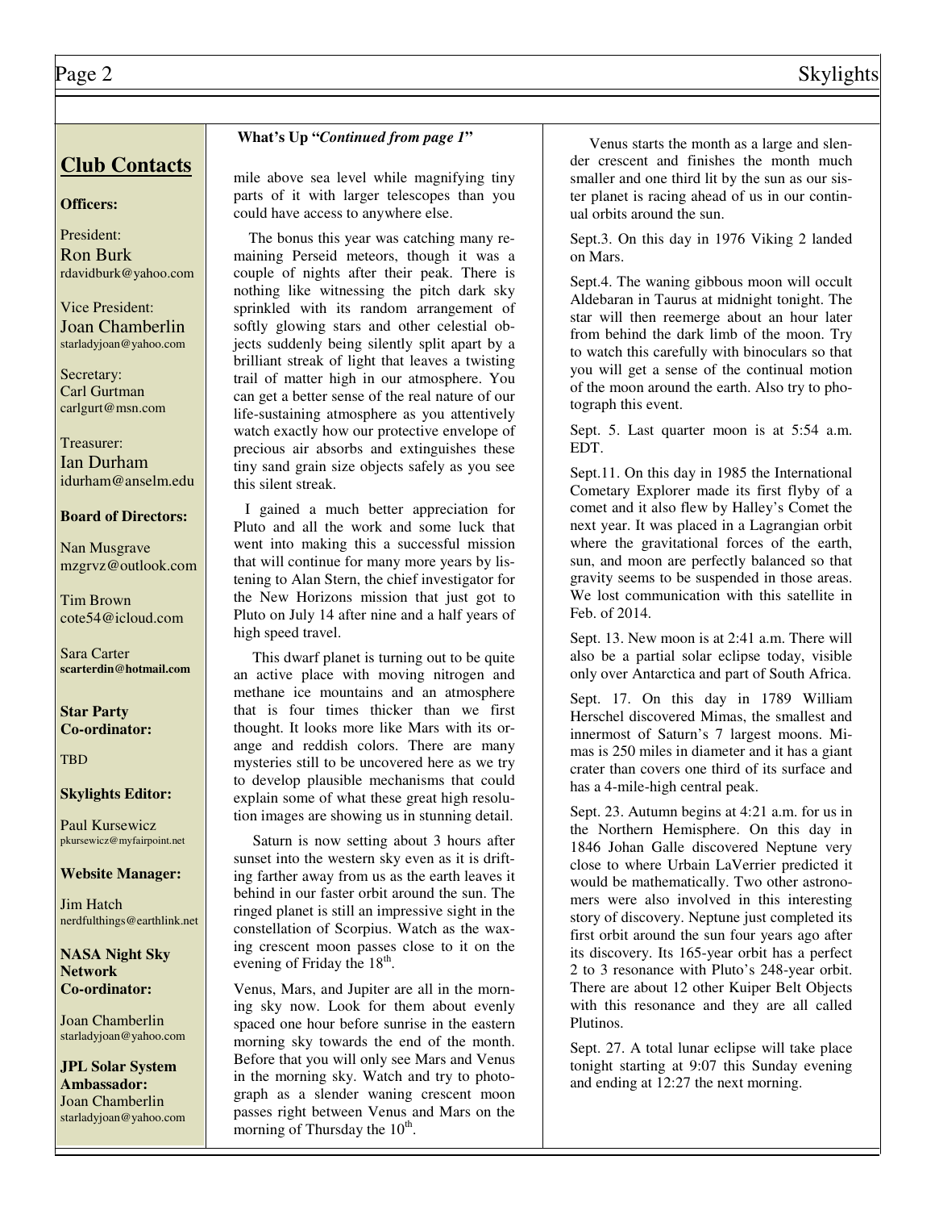## Club Contacts

**Officers:**

President:
Ron Burk
rdavidburk@yahoo.com

Vice President:
Joan Chamberlin
starladyjoan@yahoo.com

Secretary:
Carl Gurtman
carlgurt@msn.com

Treasurer:
Ian Durham
idurham@anselm.edu

**Board of Directors:**

Nan Musgrave
mzgrvz@outlook.com

Tim Brown
cote54@icloud.com

Sara Carter
**scarterdin@hotmail.com**

**Star Party Co-ordinator:**

TBD

**Skylights Editor:**

Paul Kursewicz
pkursewicz@myfairpoint.net

**Website Manager:**

Jim Hatch
nerdfulthings@earthlink.net

**NASA Night Sky Network Co-ordinator:**

Joan Chamberlin
starladyjoan@yahoo.com

**JPL Solar System Ambassador:**
Joan Chamberlin
starladyjoan@yahoo.com

**What's Up "*Continued from page 1*"**

mile above sea level while magnifying tiny parts of it with larger telescopes than you could have access to anywhere else.

The bonus this year was catching many remaining Perseid meteors, though it was a couple of nights after their peak. There is nothing like witnessing the pitch dark sky sprinkled with its random arrangement of softly glowing stars and other celestial objects suddenly being silently split apart by a brilliant streak of light that leaves a twisting trail of matter high in our atmosphere. You can get a better sense of the real nature of our life-sustaining atmosphere as you attentively watch exactly how our protective envelope of precious air absorbs and extinguishes these tiny sand grain size objects safely as you see this silent streak.

I gained a much better appreciation for Pluto and all the work and some luck that went into making this a successful mission that will continue for many more years by listening to Alan Stern, the chief investigator for the New Horizons mission that just got to Pluto on July 14 after nine and a half years of high speed travel.

This dwarf planet is turning out to be quite an active place with moving nitrogen and methane ice mountains and an atmosphere that is four times thicker than we first thought. It looks more like Mars with its orange and reddish colors. There are many mysteries still to be uncovered here as we try to develop plausible mechanisms that could explain some of what these great high resolution images are showing us in stunning detail.

Saturn is now setting about 3 hours after sunset into the western sky even as it is drifting farther away from us as the earth leaves it behind in our faster orbit around the sun. The ringed planet is still an impressive sight in the constellation of Scorpius. Watch as the waxing crescent moon passes close to it on the evening of Friday the 18th.

Venus, Mars, and Jupiter are all in the morning sky now. Look for them about evenly spaced one hour before sunrise in the eastern morning sky towards the end of the month. Before that you will only see Mars and Venus in the morning sky. Watch and try to photograph as a slender waning crescent moon passes right between Venus and Mars on the morning of Thursday the 10th.

Venus starts the month as a large and slender crescent and finishes the month much smaller and one third lit by the sun as our sister planet is racing ahead of us in our continual orbits around the sun.

Sept.3. On this day in 1976 Viking 2 landed on Mars.

Sept.4. The waning gibbous moon will occult Aldebaran in Taurus at midnight tonight. The star will then reemerge about an hour later from behind the dark limb of the moon. Try to watch this carefully with binoculars so that you will get a sense of the continual motion of the moon around the earth. Also try to photograph this event.

Sept. 5. Last quarter moon is at 5:54 a.m. EDT.

Sept.11. On this day in 1985 the International Cometary Explorer made its first flyby of a comet and it also flew by Halley's Comet the next year. It was placed in a Lagrangian orbit where the gravitational forces of the earth, sun, and moon are perfectly balanced so that gravity seems to be suspended in those areas. We lost communication with this satellite in Feb. of 2014.

Sept. 13. New moon is at 2:41 a.m. There will also be a partial solar eclipse today, visible only over Antarctica and part of South Africa.

Sept. 17. On this day in 1789 William Herschel discovered Mimas, the smallest and innermost of Saturn's 7 largest moons. Mimas is 250 miles in diameter and it has a giant crater than covers one third of its surface and has a 4-mile-high central peak.

Sept. 23. Autumn begins at 4:21 a.m. for us in the Northern Hemisphere. On this day in 1846 Johan Galle discovered Neptune very close to where Urbain LaVerrier predicted it would be mathematically. Two other astronomers were also involved in this interesting story of discovery. Neptune just completed its first orbit around the sun four years ago after its discovery. Its 165-year orbit has a perfect 2 to 3 resonance with Pluto's 248-year orbit. There are about 12 other Kuiper Belt Objects with this resonance and they are all called Plutinos.

Sept. 27. A total lunar eclipse will take place tonight starting at 9:07 this Sunday evening and ending at 12:27 the next morning.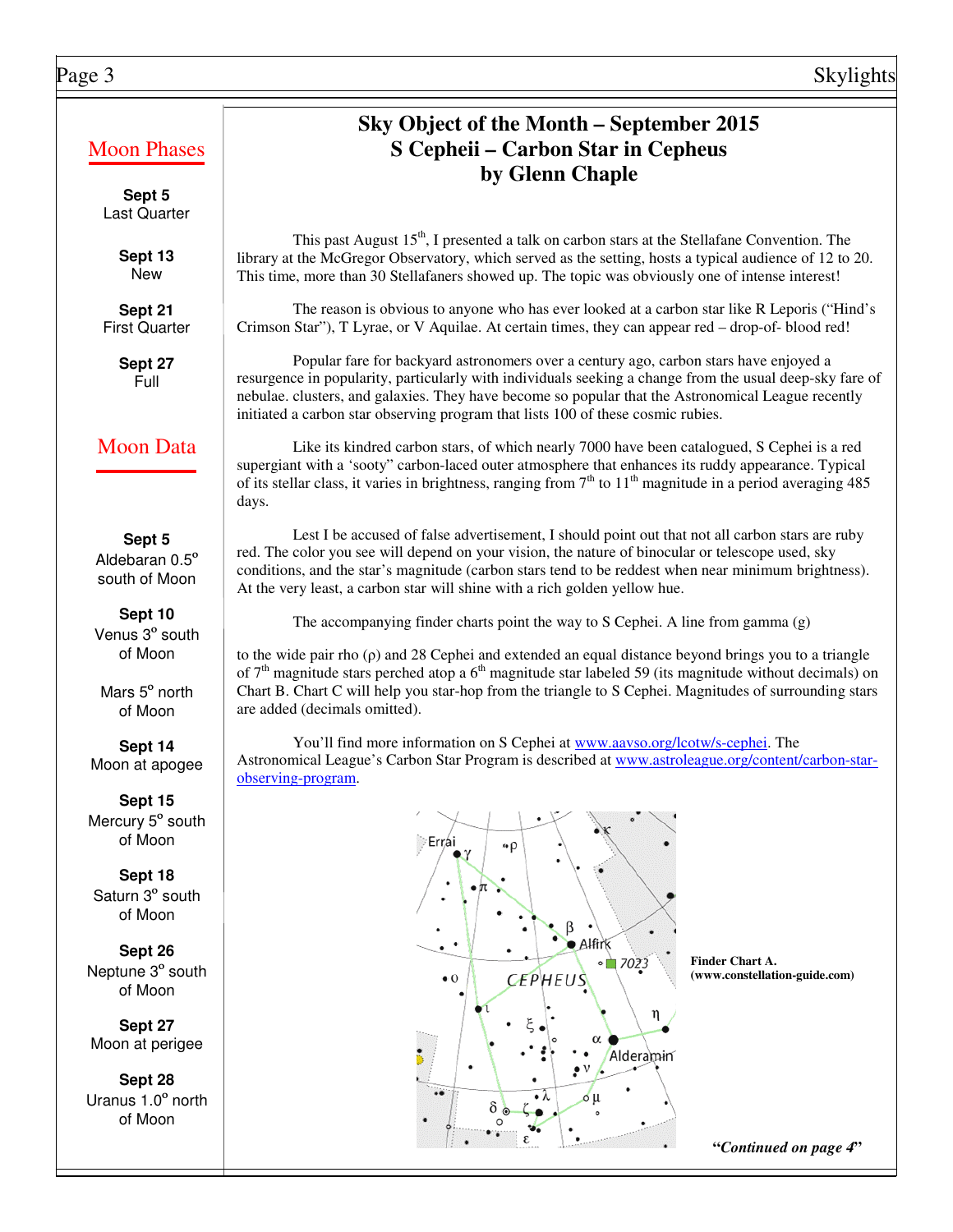## Moon Phases

**Sept 5**
Last Quarter

**Sept 13**
New

**Sept 21**
First Quarter

**Sept 27**
Full

## Moon Data

**Sept 5**
Aldebaran 0.5° south of Moon

**Sept 10**
Venus 3° south of Moon

Mars 5° north of Moon

**Sept 14**
Moon at apogee

**Sept 15**
Mercury 5° south of Moon

**Sept 18**
Saturn 3° south of Moon

**Sept 26**
Neptune 3° south of Moon

**Sept 27**
Moon at perigee

**Sept 28**
Uranus 1.0° north of Moon

# Sky Object of the Month – September 2015
## S Cepheii – Carbon Star in Cepheus
### by Glenn Chaple

This past August 15th, I presented a talk on carbon stars at the Stellafane Convention. The library at the McGregor Observatory, which served as the setting, hosts a typical audience of 12 to 20. This time, more than 30 Stellafaners showed up. The topic was obviously one of intense interest!

The reason is obvious to anyone who has ever looked at a carbon star like R Leporis ("Hind's Crimson Star"), T Lyrae, or V Aquilae. At certain times, they can appear red – drop-of- blood red!

Popular fare for backyard astronomers over a century ago, carbon stars have enjoyed a resurgence in popularity, particularly with individuals seeking a change from the usual deep-sky fare of nebulae. clusters, and galaxies. They have become so popular that the Astronomical League recently initiated a carbon star observing program that lists 100 of these cosmic rubies.

Like its kindred carbon stars, of which nearly 7000 have been catalogued, S Cephei is a red supergiant with a 'sooty" carbon-laced outer atmosphere that enhances its ruddy appearance. Typical of its stellar class, it varies in brightness, ranging from 7th to 11th magnitude in a period averaging 485 days.

Lest I be accused of false advertisement, I should point out that not all carbon stars are ruby red. The color you see will depend on your vision, the nature of binocular or telescope used, sky conditions, and the star's magnitude (carbon stars tend to be reddest when near minimum brightness). At the very least, a carbon star will shine with a rich golden yellow hue.

The accompanying finder charts point the way to S Cephei. A line from gamma (g) to the wide pair rho (ρ) and 28 Cephei and extended an equal distance beyond brings you to a triangle of 7th magnitude stars perched atop a 6th magnitude star labeled 59 (its magnitude without decimals) on Chart B. Chart C will help you star-hop from the triangle to S Cephei. Magnitudes of surrounding stars are added (decimals omitted).

You'll find more information on S Cephei at www.aavso.org/lcotw/s-cephei. The Astronomical League's Carbon Star Program is described at www.astroleague.org/content/carbon-star-observing-program.

**Finder Chart A. (www.constellation-guide.com)**

***"Continued on page 4"***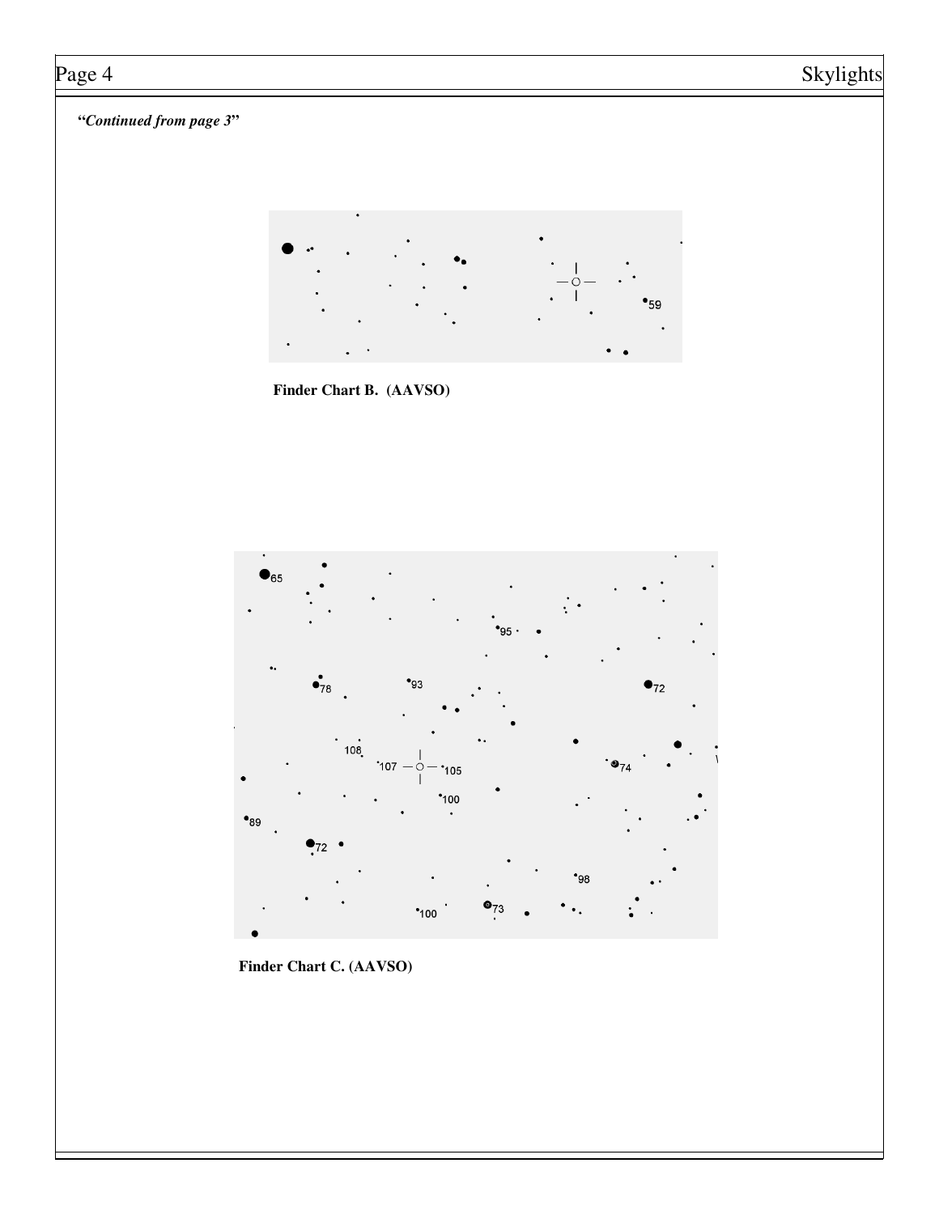***"Continued from page 3"***

**Finder Chart B. (AAVSO)**

**Finder Chart C. (AAVSO)**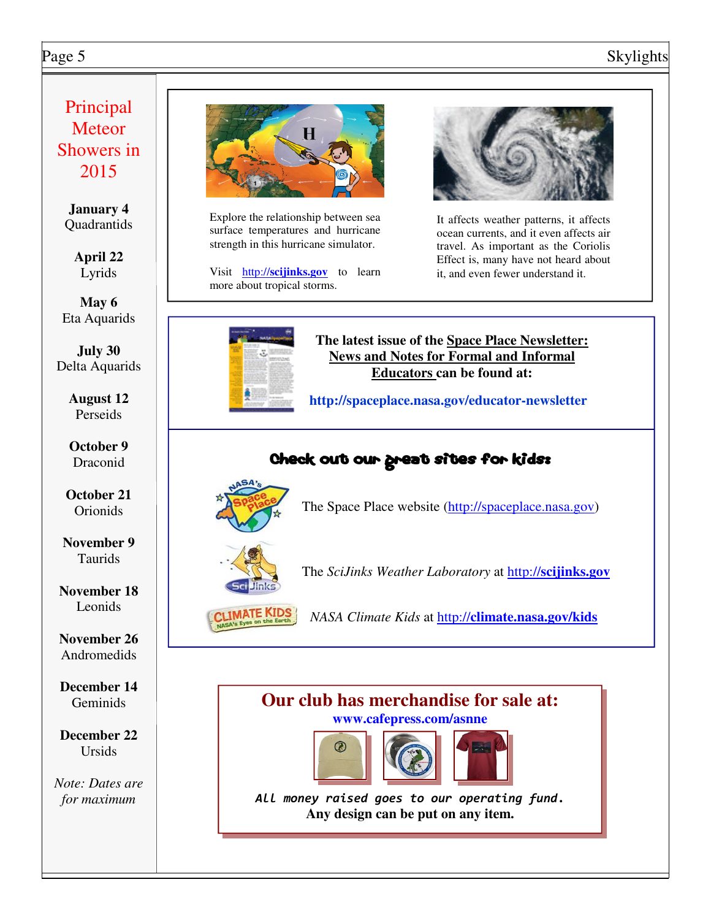## Principal Meteor Showers in 2015

**January 4**
Quadrantids

**April 22**
Lyrids

**May 6**
Eta Aquarids

**July 30**
Delta Aquarids

**August 12**
Perseids

**October 9**
Draconid

**October 21**
Orionids

**November 9**
Taurids

**November 18**
Leonids

**November 26**
Andromedids

**December 14**
Geminids

**December 22**
Ursids

*Note: Dates are for maximum*

---

Explore the relationship between sea surface temperatures and hurricane strength in this hurricane simulator.

Visit **http://scijinks.gov** to learn more about tropical storms.

It affects weather patterns, it affects ocean currents, and it even affects air travel. As important as the Coriolis Effect is, many have not heard about it, and even fewer understand it.

---

**The latest issue of the Space Place Newsletter: News and Notes for Formal and Informal Educators can be found at:**

**http://spaceplace.nasa.gov/educator-newsletter**

---

**Check out our great sites for kids:**

The Space Place website (http://spaceplace.nasa.gov)

The *SciJinks Weather Laboratory* at **http://scijinks.gov**

*NASA Climate Kids* at **http://climate.nasa.gov/kids**

---

## Our club has merchandise for sale at:

**www.cafepress.com/asnne**

*All money raised goes to our operating fund.*
**Any design can be put on any item.**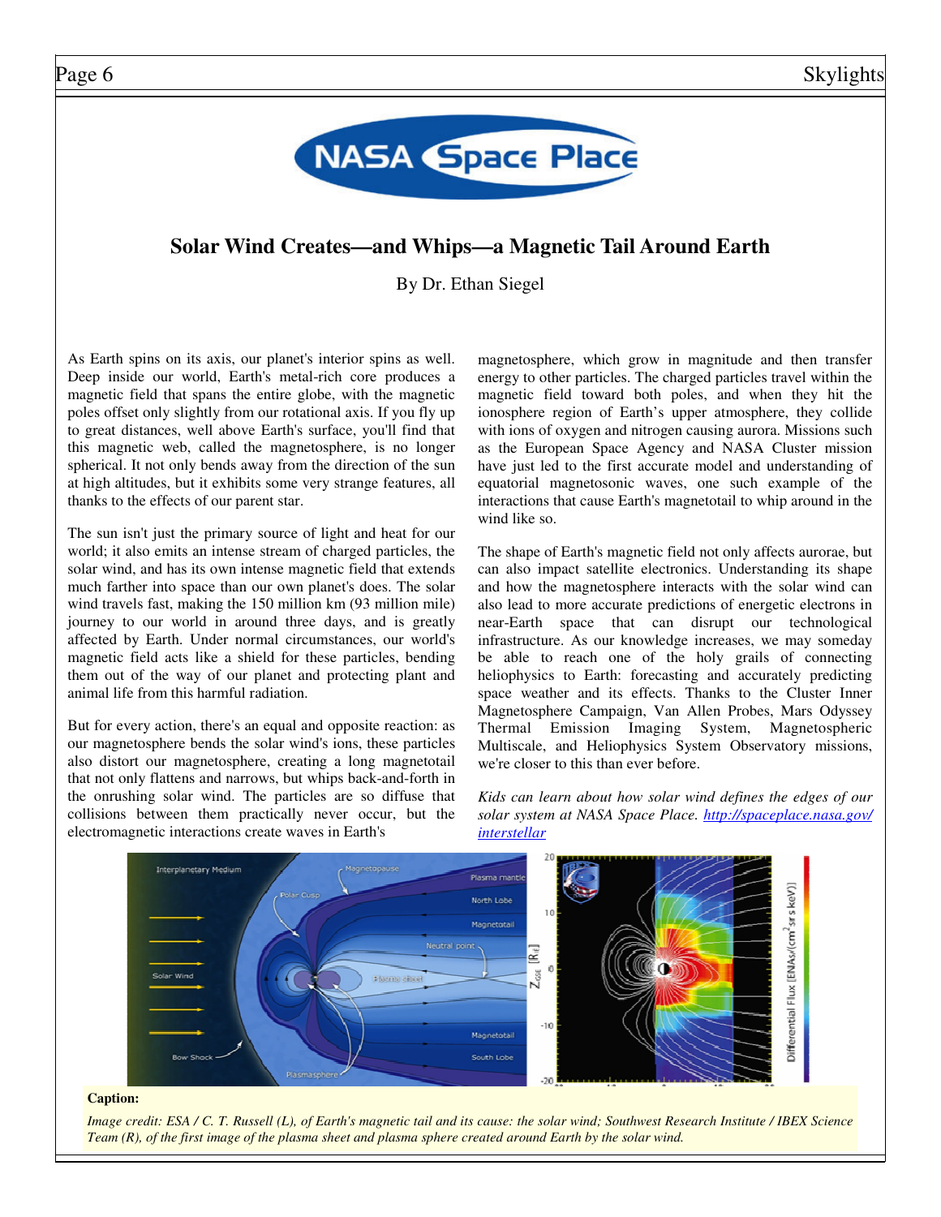# NASA Space Place

## Solar Wind Creates—and Whips—a Magnetic Tail Around Earth

By Dr. Ethan Siegel

As Earth spins on its axis, our planet's interior spins as well. Deep inside our world, Earth's metal-rich core produces a magnetic field that spans the entire globe, with the magnetic poles offset only slightly from our rotational axis. If you fly up to great distances, well above Earth's surface, you'll find that this magnetic web, called the magnetosphere, is no longer spherical. It not only bends away from the direction of the sun at high altitudes, but it exhibits some very strange features, all thanks to the effects of our parent star.

The sun isn't just the primary source of light and heat for our world; it also emits an intense stream of charged particles, the solar wind, and has its own intense magnetic field that extends much farther into space than our own planet's does. The solar wind travels fast, making the 150 million km (93 million mile) journey to our world in around three days, and is greatly affected by Earth. Under normal circumstances, our world's magnetic field acts like a shield for these particles, bending them out of the way of our planet and protecting plant and animal life from this harmful radiation.

But for every action, there's an equal and opposite reaction: as our magnetosphere bends the solar wind's ions, these particles also distort our magnetosphere, creating a long magnetotail that not only flattens and narrows, but whips back-and-forth in the onrushing solar wind. The particles are so diffuse that collisions between them practically never occur, but the electromagnetic interactions create waves in Earth's magnetosphere, which grow in magnitude and then transfer energy to other particles. The charged particles travel within the magnetic field toward both poles, and when they hit the ionosphere region of Earth's upper atmosphere, they collide with ions of oxygen and nitrogen causing aurora. Missions such as the European Space Agency and NASA Cluster mission have just led to the first accurate model and understanding of equatorial magnetosonic waves, one such example of the interactions that cause Earth's magnetotail to whip around in the wind like so.

The shape of Earth's magnetic field not only affects aurorae, but can also impact satellite electronics. Understanding its shape and how the magnetosphere interacts with the solar wind can also lead to more accurate predictions of energetic electrons in near-Earth space that can disrupt our technological infrastructure. As our knowledge increases, we may someday be able to reach one of the holy grails of connecting heliophysics to Earth: forecasting and accurately predicting space weather and its effects. Thanks to the Cluster Inner Magnetosphere Campaign, Van Allen Probes, Mars Odyssey Thermal Emission Imaging System, Magnetospheric Multiscale, and Heliophysics System Observatory missions, we're closer to this than ever before.

*Kids can learn about how solar wind defines the edges of our solar system at NASA Space Place. [http://spaceplace.nasa.gov/interstellar](http://spaceplace.nasa.gov/interstellar)*

**Caption:**

*Image credit: ESA / C. T. Russell (L), of Earth's magnetic tail and its cause: the solar wind; Southwest Research Institute / IBEX Science Team (R), of the first image of the plasma sheet and plasma sphere created around Earth by the solar wind.*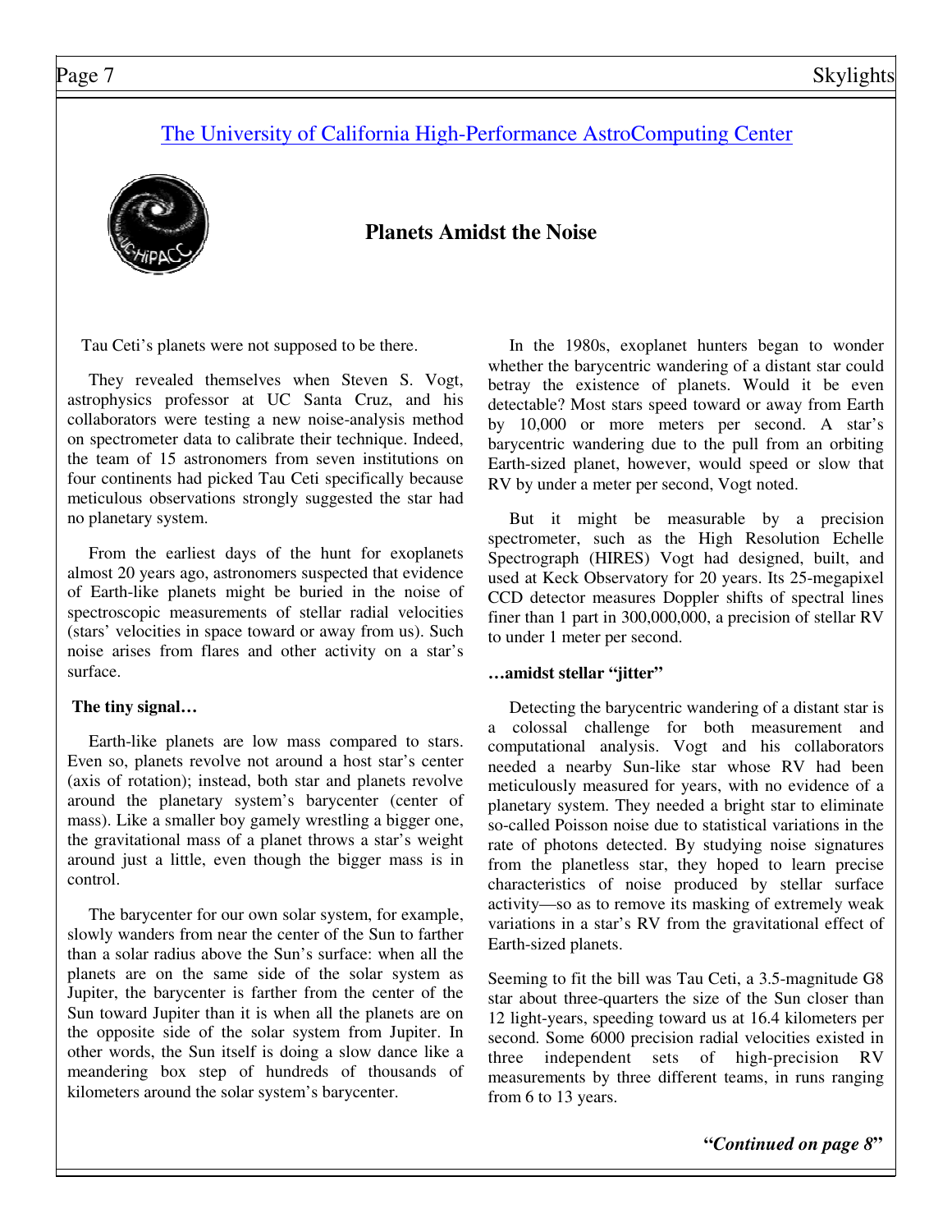[The University of California High-Performance AstroComputing Center]

## Planets Amidst the Noise

Tau Ceti's planets were not supposed to be there.

They revealed themselves when Steven S. Vogt, astrophysics professor at UC Santa Cruz, and his collaborators were testing a new noise-analysis method on spectrometer data to calibrate their technique. Indeed, the team of 15 astronomers from seven institutions on four continents had picked Tau Ceti specifically because meticulous observations strongly suggested the star had no planetary system.

From the earliest days of the hunt for exoplanets almost 20 years ago, astronomers suspected that evidence of Earth-like planets might be buried in the noise of spectroscopic measurements of stellar radial velocities (stars' velocities in space toward or away from us). Such noise arises from flares and other activity on a star's surface.

**The tiny signal…**

Earth-like planets are low mass compared to stars. Even so, planets revolve not around a host star's center (axis of rotation); instead, both star and planets revolve around the planetary system's barycenter (center of mass). Like a smaller boy gamely wrestling a bigger one, the gravitational mass of a planet throws a star's weight around just a little, even though the bigger mass is in control.

The barycenter for our own solar system, for example, slowly wanders from near the center of the Sun to farther than a solar radius above the Sun's surface: when all the planets are on the same side of the solar system as Jupiter, the barycenter is farther from the center of the Sun toward Jupiter than it is when all the planets are on the opposite side of the solar system from Jupiter. In other words, the Sun itself is doing a slow dance like a meandering box step of hundreds of thousands of kilometers around the solar system's barycenter.

In the 1980s, exoplanet hunters began to wonder whether the barycentric wandering of a distant star could betray the existence of planets. Would it be even detectable? Most stars speed toward or away from Earth by 10,000 or more meters per second. A star's barycentric wandering due to the pull from an orbiting Earth-sized planet, however, would speed or slow that RV by under a meter per second, Vogt noted.

But it might be measurable by a precision spectrometer, such as the High Resolution Echelle Spectrograph (HIRES) Vogt had designed, built, and used at Keck Observatory for 20 years. Its 25-megapixel CCD detector measures Doppler shifts of spectral lines finer than 1 part in 300,000,000, a precision of stellar RV to under 1 meter per second.

**…amidst stellar "jitter"**

Detecting the barycentric wandering of a distant star is a colossal challenge for both measurement and computational analysis. Vogt and his collaborators needed a nearby Sun-like star whose RV had been meticulously measured for years, with no evidence of a planetary system. They needed a bright star to eliminate so-called Poisson noise due to statistical variations in the rate of photons detected. By studying noise signatures from the planetless star, they hoped to learn precise characteristics of noise produced by stellar surface activity—so as to remove its masking of extremely weak variations in a star's RV from the gravitational effect of Earth-sized planets.

Seeming to fit the bill was Tau Ceti, a 3.5-magnitude G8 star about three-quarters the size of the Sun closer than 12 light-years, speeding toward us at 16.4 kilometers per second. Some 6000 precision radial velocities existed in three independent sets of high-precision RV measurements by three different teams, in runs ranging from 6 to 13 years.

***"Continued on page 8"***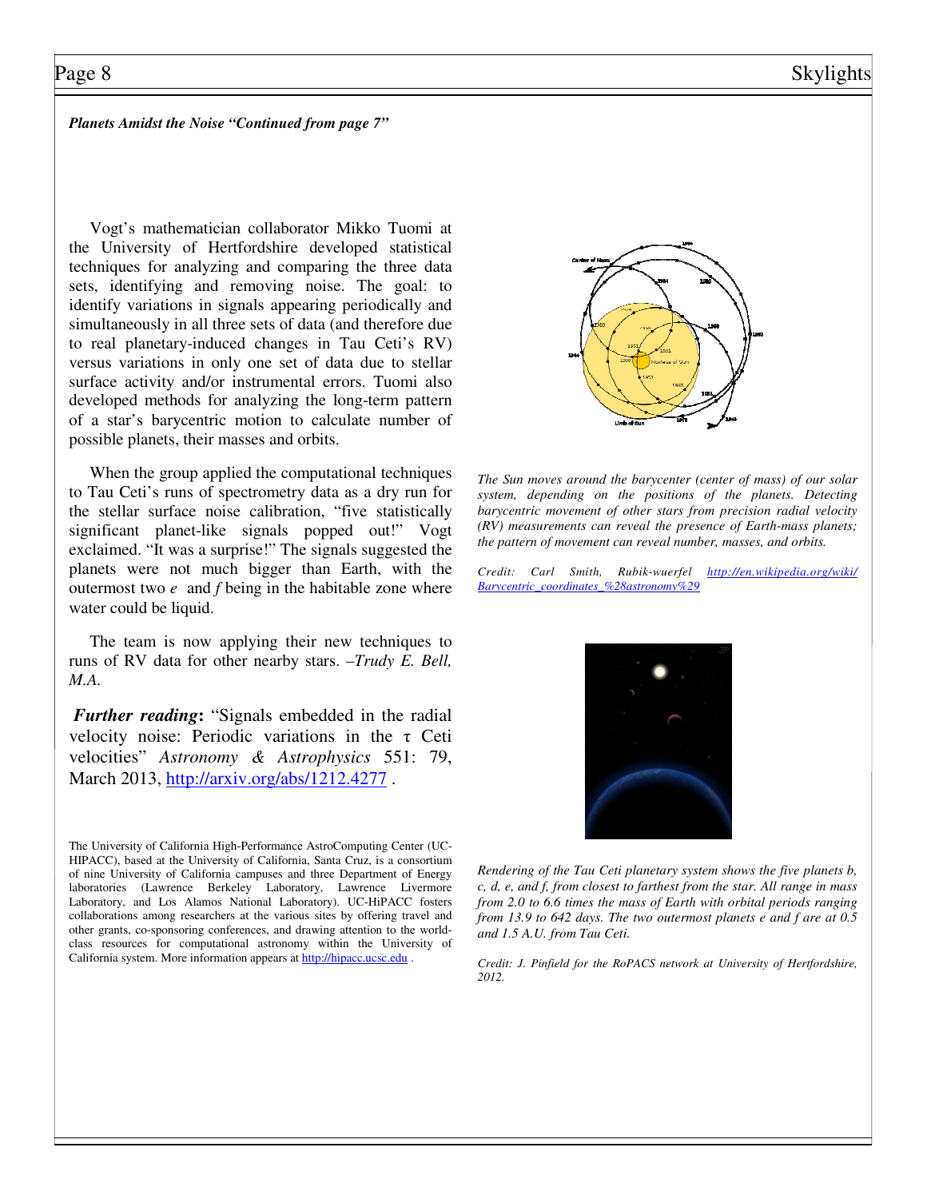*Planets Amidst the Noise "Continued from page 7"*

Vogt's mathematician collaborator Mikko Tuomi at the University of Hertfordshire developed statistical techniques for analyzing and comparing the three data sets, identifying and removing noise. The goal: to identify variations in signals appearing periodically and simultaneously in all three sets of data (and therefore due to real planetary-induced changes in Tau Ceti's RV) versus variations in only one set of data due to stellar surface activity and/or instrumental errors. Tuomi also developed methods for analyzing the long-term pattern of a star's barycentric motion to calculate number of possible planets, their masses and orbits.

When the group applied the computational techniques to Tau Ceti's runs of spectrometry data as a dry run for the stellar surface noise calibration, "five statistically significant planet-like signals popped out!" Vogt exclaimed. "It was a surprise!" The signals suggested the planets were not much bigger than Earth, with the outermost two *e* and *f* being in the habitable zone where water could be liquid.

The team is now applying their new techniques to runs of RV data for other nearby stars. *–Trudy E. Bell, M.A.*

***Further reading*:** "Signals embedded in the radial velocity noise: Periodic variations in the τ Ceti velocities" *Astronomy & Astrophysics* 551: 79, March 2013, http://arxiv.org/abs/1212.4277 .

The University of California High-Performance AstroComputing Center (UC-HIPACC), based at the University of California, Santa Cruz, is a consortium of nine University of California campuses and three Department of Energy laboratories (Lawrence Berkeley Laboratory, Lawrence Livermore Laboratory, and Los Alamos National Laboratory). UC-HiPACC fosters collaborations among researchers at the various sites by offering travel and other grants, co-sponsoring conferences, and drawing attention to the world-class resources for computational astronomy within the University of California system. More information appears at http://hipacc.ucsc.edu .

*The Sun moves around the barycenter (center of mass) of our solar system, depending on the positions of the planets. Detecting barycentric movement of other stars from precision radial velocity (RV) measurements can reveal the presence of Earth-mass planets; the pattern of movement can reveal number, masses, and orbits.*

*Credit: Carl Smith, Rubik-wuerfel http://en.wikipedia.org/wiki/Barycentric_coordinates_%28astronomy%29*

*Rendering of the Tau Ceti planetary system shows the five planets b, c, d, e, and f, from closest to farthest from the star. All range in mass from 2.0 to 6.6 times the mass of Earth with orbital periods ranging from 13.9 to 642 days. The two outermost planets e and f are at 0.5 and 1.5 A.U. from Tau Ceti.*

*Credit: J. Pinfield for the RoPACS network at University of Hertfordshire, 2012.*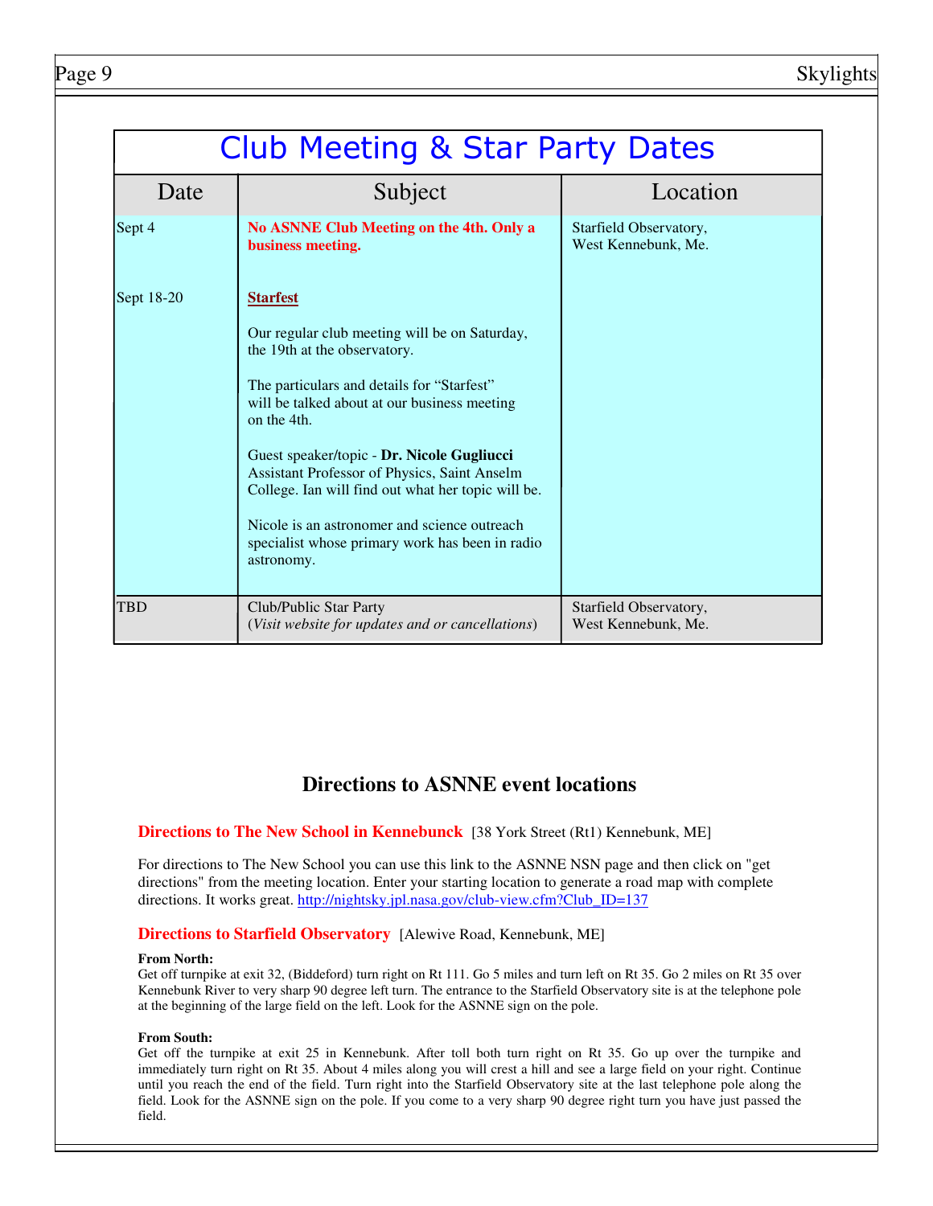## Club Meeting & Star Party Dates

| Date | Subject | Location |
| --- | --- | --- |
| Sept 4 | **No ASNNE Club Meeting on the 4th. Only a business meeting.** | Starfield Observatory, West Kennebunk, Me. |
| Sept 18-20 | **Starfest**<br><br>Our regular club meeting will be on Saturday, the 19th at the observatory.<br><br>The particulars and details for "Starfest" will be talked about at our business meeting on the 4th.<br><br>Guest speaker/topic - **Dr. Nicole Gugliucci** Assistant Professor of Physics, Saint Anselm College. Ian will find out what her topic will be.<br><br>Nicole is an astronomer and science outreach specialist whose primary work has been in radio astronomy. | |
| TBD | Club/Public Star Party<br>(*Visit website for updates and or cancellations*) | Starfield Observatory, West Kennebunk, Me. |

## Directions to ASNNE event locations

**Directions to The New School in Kennebunck** [38 York Street (Rt1) Kennebunk, ME]

For directions to The New School you can use this link to the ASNNE NSN page and then click on "get directions" from the meeting location. Enter your starting location to generate a road map with complete directions. It works great. http://nightsky.jpl.nasa.gov/club-view.cfm?Club_ID=137

**Directions to Starfield Observatory** [Alewive Road, Kennebunk, ME]

**From North:**
Get off turnpike at exit 32, (Biddeford) turn right on Rt 111. Go 5 miles and turn left on Rt 35. Go 2 miles on Rt 35 over Kennebunk River to very sharp 90 degree left turn. The entrance to the Starfield Observatory site is at the telephone pole at the beginning of the large field on the left. Look for the ASNNE sign on the pole.

**From South:**
Get off the turnpike at exit 25 in Kennebunk. After toll both turn right on Rt 35. Go up over the turnpike and immediately turn right on Rt 35. About 4 miles along you will crest a hill and see a large field on your right. Continue until you reach the end of the field. Turn right into the Starfield Observatory site at the last telephone pole along the field. Look for the ASNNE sign on the pole. If you come to a very sharp 90 degree right turn you have just passed the field.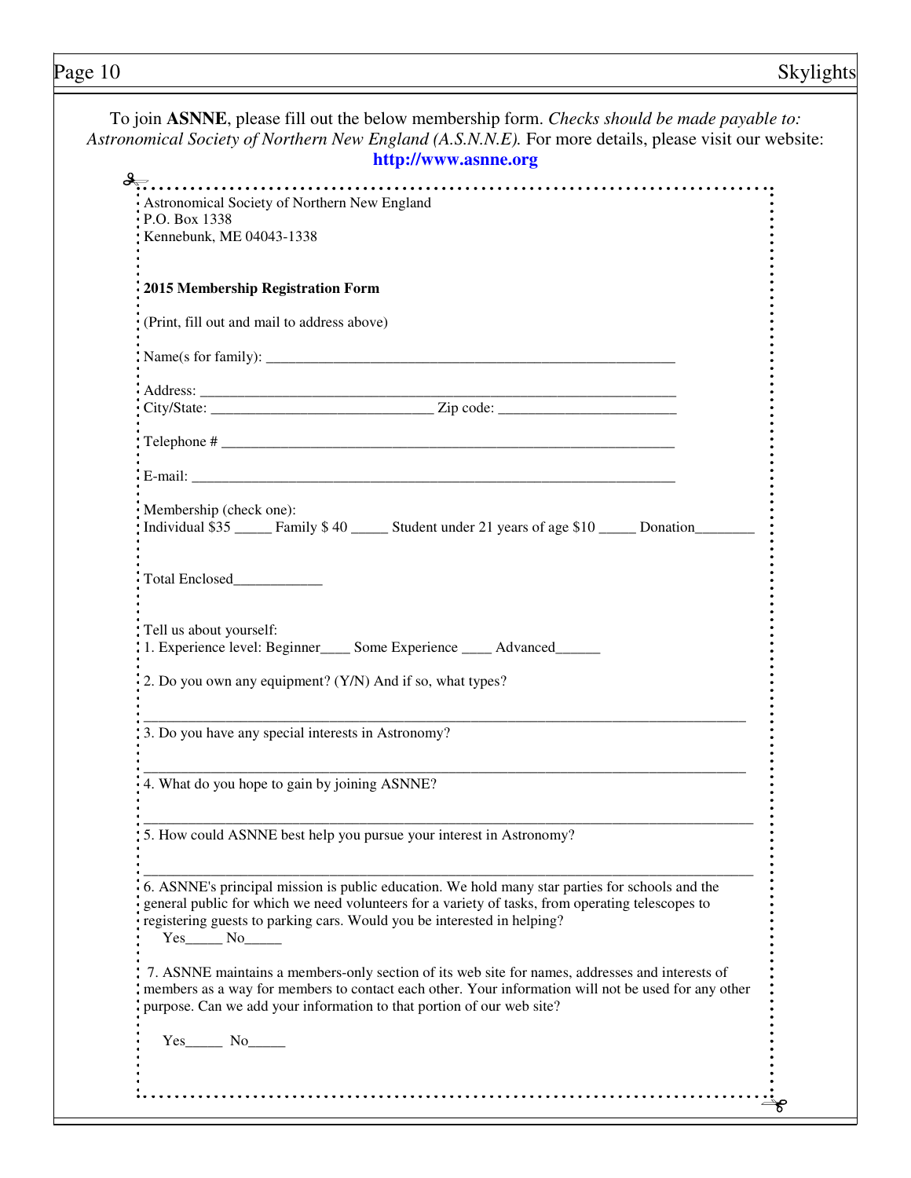To join **ASNNE**, please fill out the below membership form. *Checks should be made payable to: Astronomical Society of Northern New England (A.S.N.N.E).* For more details, please visit our website: **http://www.asnne.org**

Astronomical Society of Northern New England
P.O. Box 1338
Kennebunk, ME 04043-1338

**2015 Membership Registration Form**

(Print, fill out and mail to address above)

Name(s for family): ________________________________________________________

Address: ________________________________________________________________
City/State: _____________________________ Zip code: ________________________

Telephone # _____________________________________________________________

E-mail: _________________________________________________________________

Membership (check one):
Individual $35 _____ Family $ 40 _____ Student under 21 years of age $10 _____ Donation________

Total Enclosed____________

Tell us about yourself:
1. Experience level: Beginner____ Some Experience ____ Advanced______

2. Do you own any equipment? (Y/N) And if so, what types?

_______________________________________________________________________________

3. Do you have any special interests in Astronomy?

_______________________________________________________________________________

4. What do you hope to gain by joining ASNNE?

_______________________________________________________________________________

5. How could ASNNE best help you pursue your interest in Astronomy?

_______________________________________________________________________________

6. ASNNE's principal mission is public education. We hold many star parties for schools and the general public for which we need volunteers for a variety of tasks, from operating telescopes to registering guests to parking cars. Would you be interested in helping?
Yes_____ No_____

7. ASNNE maintains a members-only section of its web site for names, addresses and interests of members as a way for members to contact each other. Your information will not be used for any other purpose. Can we add your information to that portion of our web site?

Yes_____ No_____